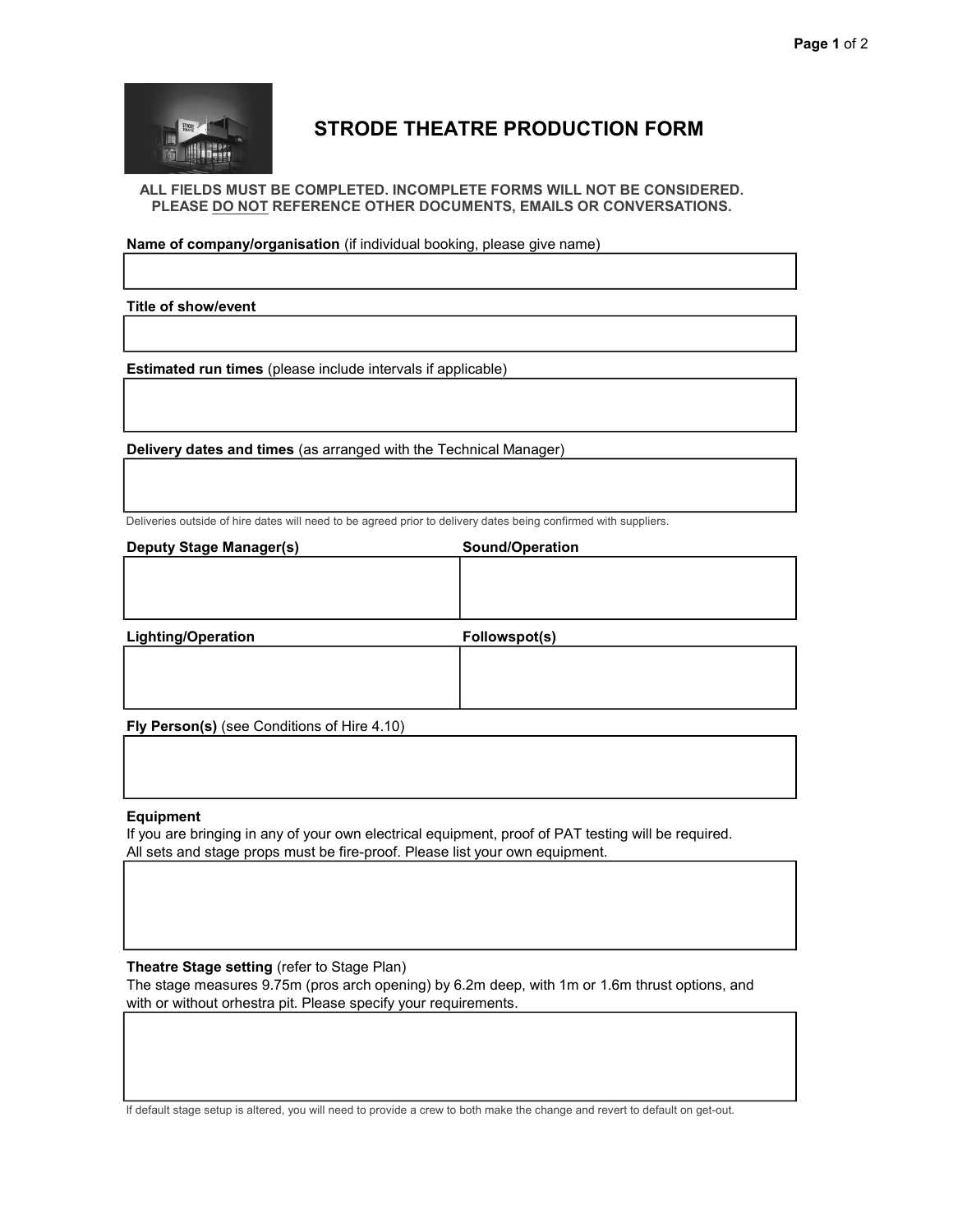# STRODE THEATRE PRODUCTION FORM

**ALL FIELDS MUST BE COMPLETED. INCOMPLETE FORMS WILL NOT BE CONSIDERED.**
**PLEASE DO NOT REFERENCE OTHER DOCUMENTS, EMAILS OR CONVERSATIONS.**

**Name of company/organisation** (if individual booking, please give name)

**Title of show/event**

**Estimated run times** (please include intervals if applicable)

**Delivery dates and times** (as arranged with the Technical Manager)

Deliveries outside of hire dates will need to be agreed prior to delivery dates being confirmed with suppliers.

| **Deputy Stage Manager(s)** | **Sound/Operation** |
| --- | --- |
| | |

| **Lighting/Operation** | **Followspot(s)** |
| --- | --- |
| | |

**Fly Person(s)** (see Conditions of Hire 4.10)

**Equipment**

If you are bringing in any of your own electrical equipment, proof of PAT testing will be required.
All sets and stage props must be fire-proof. Please list your own equipment.

**Theatre Stage setting** (refer to Stage Plan)

The stage measures 9.75m (pros arch opening) by 6.2m deep, with 1m or 1.6m thrust options, and with or without orhestra pit. Please specify your requirements.

If default stage setup is altered, you will need to provide a crew to both make the change and revert to default on get-out.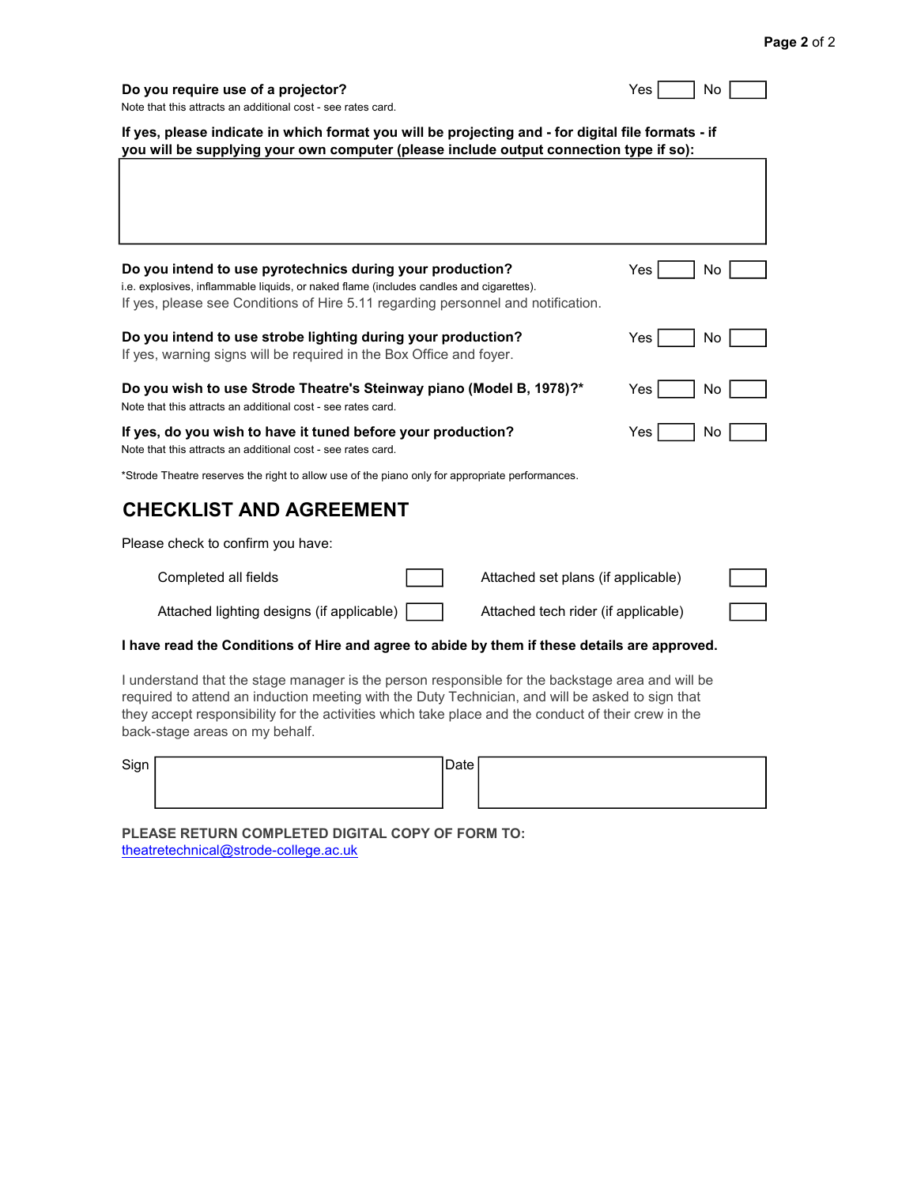**Do you require use of a projector?** Yes [ ] No [ ]

Note that this attracts an additional cost - see rates card.

**If yes, please indicate in which format you will be projecting and - for digital file formats - if you will be supplying your own computer (please include output connection type if so):**

**Do you intend to use pyrotechnics during your production?** Yes [ ] No [ ]

i.e. explosives, inflammable liquids, or naked flame (includes candles and cigarettes).

If yes, please see Conditions of Hire 5.11 regarding personnel and notification.

**Do you intend to use strobe lighting during your production?** Yes [ ] No [ ]

If yes, warning signs will be required in the Box Office and foyer.

**Do you wish to use Strode Theatre's Steinway piano (Model B, 1978)?*** Yes [ ] No [ ]

Note that this attracts an additional cost - see rates card.

**If yes, do you wish to have it tuned before your production?** Yes [ ] No [ ]

Note that this attracts an additional cost - see rates card.

*Strode Theatre reserves the right to allow use of the piano only for appropriate performances.

## CHECKLIST AND AGREEMENT

Please check to confirm you have:

| | | | |
|---|---|---|---|
| Completed all fields | [ ] | Attached set plans (if applicable) | [ ] |
| Attached lighting designs (if applicable) | [ ] | Attached tech rider (if applicable) | [ ] |

**I have read the Conditions of Hire and agree to abide by them if these details are approved.**

I understand that the stage manager is the person responsible for the backstage area and will be required to attend an induction meeting with the Duty Technician, and will be asked to sign that they accept responsibility for the activities which take place and the conduct of their crew in the back-stage areas on my behalf.

Sign ____________________ Date ____________________

**PLEASE RETURN COMPLETED DIGITAL COPY OF FORM TO:**

theatretechnical@strode-college.ac.uk